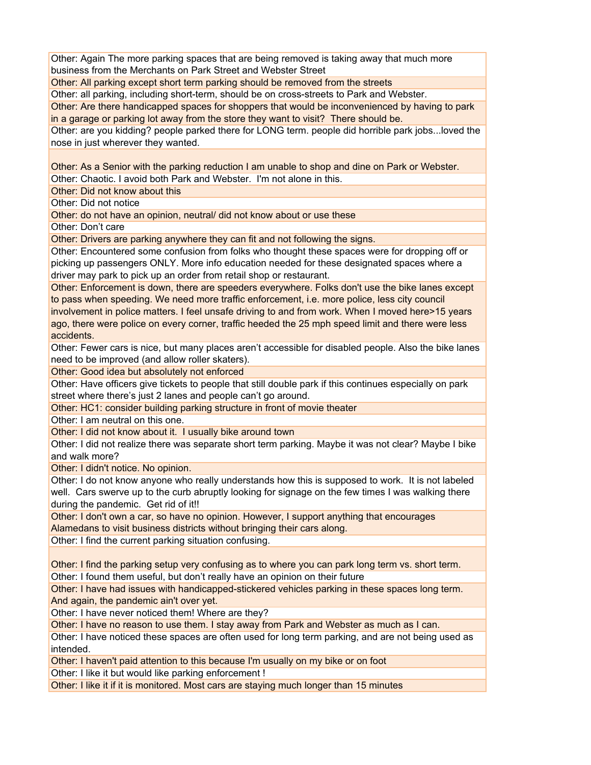| |
|---|
| Other: Again The more parking spaces that are being removed is taking away that much more business from the Merchants on Park Street and Webster Street |
| Other: All parking except short term parking should be removed from the streets |
| Other: all parking, including short-term, should be on cross-streets to Park and Webster. |
| Other: Are there handicapped spaces for shoppers that would be inconvenienced by having to park in a garage or parking lot away from the store they want to visit? There should be. |
| Other: are you kidding? people parked there for LONG term. people did horrible park jobs...loved the nose in just wherever they wanted. |
| Other: As a Senior with the parking reduction I am unable to shop and dine on Park or Webster. |
| Other: Chaotic. I avoid both Park and Webster. I'm not alone in this. |
| Other: Did not know about this |
| Other: Did not notice |
| Other: do not have an opinion, neutral/ did not know about or use these |
| Other: Don't care |
| Other: Drivers are parking anywhere they can fit and not following the signs. |
| Other: Encountered some confusion from folks who thought these spaces were for dropping off or picking up passengers ONLY. More info education needed for these designated spaces where a driver may park to pick up an order from retail shop or restaurant. |
| Other: Enforcement is down, there are speeders everywhere. Folks don't use the bike lanes except to pass when speeding. We need more traffic enforcement, i.e. more police, less city council involvement in police matters. I feel unsafe driving to and from work. When I moved here>15 years ago, there were police on every corner, traffic heeded the 25 mph speed limit and there were less accidents. |
| Other: Fewer cars is nice, but many places aren't accessible for disabled people. Also the bike lanes need to be improved (and allow roller skaters). |
| Other: Good idea but absolutely not enforced |
| Other: Have officers give tickets to people that still double park if this continues especially on park street where there's just 2 lanes and people can't go around. |
| Other: HC1: consider building parking structure in front of movie theater |
| Other: I am neutral on this one. |
| Other: I did not know about it. I usually bike around town |
| Other: I did not realize there was separate short term parking. Maybe it was not clear? Maybe I bike and walk more? |
| Other: I didn't notice. No opinion. |
| Other: I do not know anyone who really understands how this is supposed to work. It is not labeled well. Cars swerve up to the curb abruptly looking for signage on the few times I was walking there during the pandemic. Get rid of it!! |
| Other: I don't own a car, so have no opinion. However, I support anything that encourages Alamedans to visit business districts without bringing their cars along. |
| Other: I find the current parking situation confusing. |
| Other: I find the parking setup very confusing as to where you can park long term vs. short term. |
| Other: I found them useful, but don't really have an opinion on their future |
| Other: I have had issues with handicapped-stickered vehicles parking in these spaces long term. And again, the pandemic ain't over yet. |
| Other: I have never noticed them! Where are they? |
| Other: I have no reason to use them. I stay away from Park and Webster as much as I can. |
| Other: I have noticed these spaces are often used for long term parking, and are not being used as intended. |
| Other: I haven't paid attention to this because I'm usually on my bike or on foot |
| Other: I like it but would like parking enforcement ! |
| Other: I like it if it is monitored. Most cars are staying much longer than 15 minutes |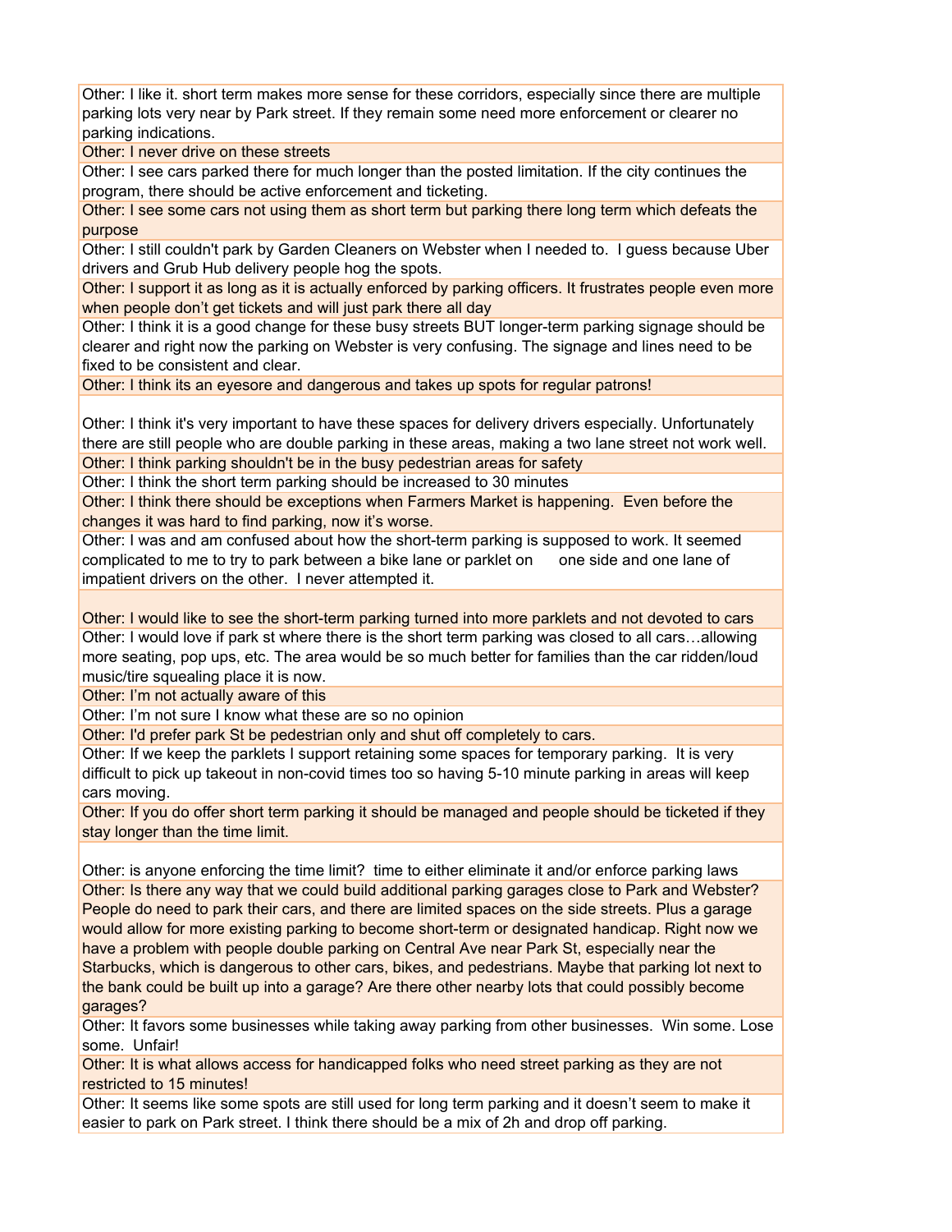Other: I like it. short term makes more sense for these corridors, especially since there are multiple parking lots very near by Park street. If they remain some need more enforcement or clearer no parking indications.

Other: I never drive on these streets

Other: I see cars parked there for much longer than the posted limitation. If the city continues the program, there should be active enforcement and ticketing.

Other: I see some cars not using them as short term but parking there long term which defeats the purpose

Other: I still couldn't park by Garden Cleaners on Webster when I needed to. I guess because Uber drivers and Grub Hub delivery people hog the spots.

Other: I support it as long as it is actually enforced by parking officers. It frustrates people even more when people don't get tickets and will just park there all day

Other: I think it is a good change for these busy streets BUT longer-term parking signage should be clearer and right now the parking on Webster is very confusing. The signage and lines need to be fixed to be consistent and clear.

Other: I think its an eyesore and dangerous and takes up spots for regular patrons!

Other: I think it's very important to have these spaces for delivery drivers especially. Unfortunately there are still people who are double parking in these areas, making a two lane street not work well.

Other: I think parking shouldn't be in the busy pedestrian areas for safety

Other: I think the short term parking should be increased to 30 minutes

Other: I think there should be exceptions when Farmers Market is happening. Even before the changes it was hard to find parking, now it's worse.

Other: I was and am confused about how the short-term parking is supposed to work. It seemed complicated to me to try to park between a bike lane or parklet on one side and one lane of impatient drivers on the other. I never attempted it.

Other: I would like to see the short-term parking turned into more parklets and not devoted to cars

Other: I would love if park st where there is the short term parking was closed to all cars…allowing more seating, pop ups, etc. The area would be so much better for families than the car ridden/loud music/tire squealing place it is now.

Other: I'm not actually aware of this

Other: I'm not sure I know what these are so no opinion

Other: I'd prefer park St be pedestrian only and shut off completely to cars.

Other: If we keep the parklets I support retaining some spaces for temporary parking. It is very difficult to pick up takeout in non-covid times too so having 5-10 minute parking in areas will keep cars moving.

Other: If you do offer short term parking it should be managed and people should be ticketed if they stay longer than the time limit.

Other: is anyone enforcing the time limit? time to either eliminate it and/or enforce parking laws

Other: Is there any way that we could build additional parking garages close to Park and Webster? People do need to park their cars, and there are limited spaces on the side streets. Plus a garage would allow for more existing parking to become short-term or designated handicap. Right now we have a problem with people double parking on Central Ave near Park St, especially near the Starbucks, which is dangerous to other cars, bikes, and pedestrians. Maybe that parking lot next to the bank could be built up into a garage? Are there other nearby lots that could possibly become garages?

Other: It favors some businesses while taking away parking from other businesses. Win some. Lose some. Unfair!

Other: It is what allows access for handicapped folks who need street parking as they are not restricted to 15 minutes!

Other: It seems like some spots are still used for long term parking and it doesn't seem to make it easier to park on Park street. I think there should be a mix of 2h and drop off parking.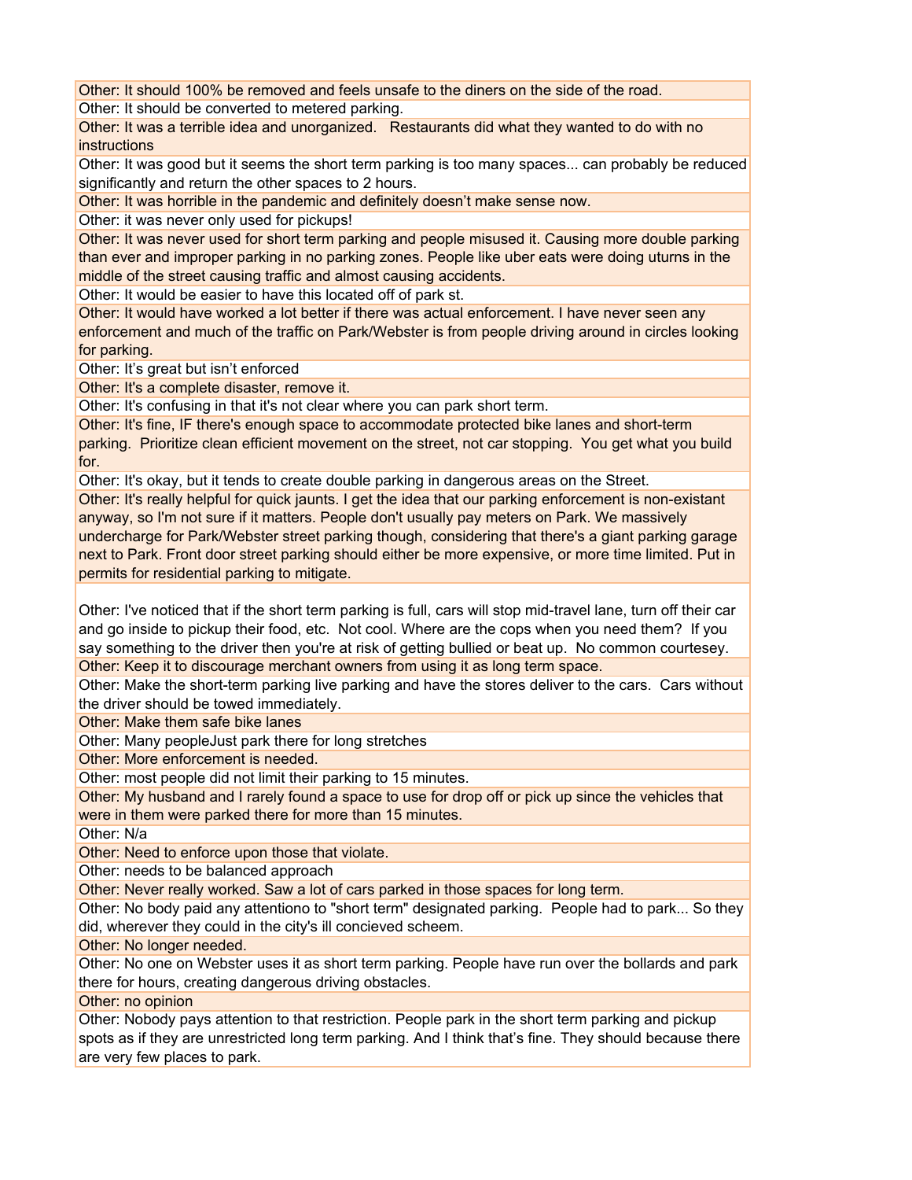Other: It should 100% be removed and feels unsafe to the diners on the side of the road.

Other: It should be converted to metered parking.

Other: It was a terrible idea and unorganized.   Restaurants did what they wanted to do with no instructions

Other: It was good but it seems the short term parking is too many spaces... can probably be reduced significantly and return the other spaces to 2 hours.

Other: It was horrible in the pandemic and definitely doesn't make sense now.

Other: it was never only used for pickups!

Other: It was never used for short term parking and people misused it. Causing more double parking than ever and improper parking in no parking zones. People like uber eats were doing uturns in the middle of the street causing traffic and almost causing accidents.

Other: It would be easier to have this located off of park st.

Other: It would have worked a lot better if there was actual enforcement. I have never seen any enforcement and much of the traffic on Park/Webster is from people driving around in circles looking for parking.

Other: It's great but isn't enforced

Other: It's a complete disaster, remove it.

Other: It's confusing in that it's not clear where you can park short term.

Other: It's fine, IF there's enough space to accommodate protected bike lanes and short-term parking.  Prioritize clean efficient movement on the street, not car stopping.  You get what you build for.

Other: It's okay, but it tends to create double parking in dangerous areas on the Street.

Other: It's really helpful for quick jaunts. I get the idea that our parking enforcement is non-existant anyway, so I'm not sure if it matters. People don't usually pay meters on Park. We massively undercharge for Park/Webster street parking though, considering that there's a giant parking garage next to Park. Front door street parking should either be more expensive, or more time limited. Put in permits for residential parking to mitigate.

Other: I've noticed that if the short term parking is full, cars will stop mid-travel lane, turn off their car and go inside to pickup their food, etc.  Not cool. Where are the cops when you need them?  If you say something to the driver then you're at risk of getting bullied or beat up.  No common courtesey.

Other: Keep it to discourage merchant owners from using it as long term space.

Other: Make the short-term parking live parking and have the stores deliver to the cars.  Cars without the driver should be towed immediately.

Other: Make them safe bike lanes

Other: Many peopleJust park there for long stretches

Other: More enforcement is needed.

Other: most people did not limit their parking to 15 minutes.

Other: My husband and I rarely found a space to use for drop off or pick up since the vehicles that were in them were parked there for more than 15 minutes.

Other: N/a

Other: Need to enforce upon those that violate.

Other: needs to be balanced approach

Other: Never really worked. Saw a lot of cars parked in those spaces for long term.

Other: No body paid any attentiono to "short term" designated parking.  People had to park... So they did, wherever they could in the city's ill concieved scheem.

Other: No longer needed.

Other: No one on Webster uses it as short term parking. People have run over the bollards and park there for hours, creating dangerous driving obstacles.

Other: no opinion

Other: Nobody pays attention to that restriction. People park in the short term parking and pickup spots as if they are unrestricted long term parking. And I think that's fine. They should because there are very few places to park.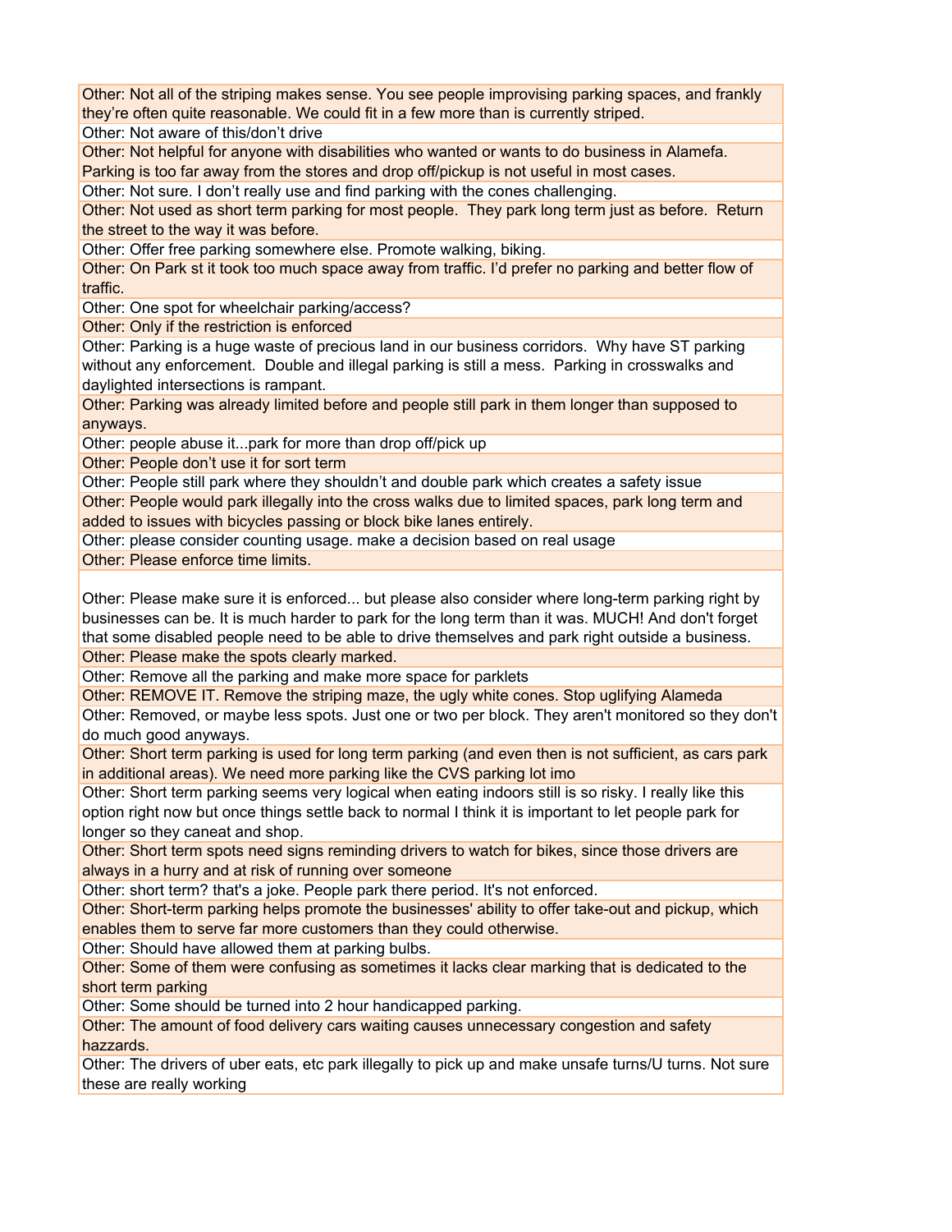| |
|---|
| Other: Not all of the striping makes sense. You see people improvising parking spaces, and frankly they're often quite reasonable. We could fit in a few more than is currently striped. |
| Other: Not aware of this/don't drive |
| Other: Not helpful for anyone with disabilities who wanted or wants to do business in Alamefa. Parking is too far away from the stores and drop off/pickup is not useful in most cases. |
| Other: Not sure. I don't really use and find parking with the cones challenging. |
| Other: Not used as short term parking for most people. They park long term just as before. Return the street to the way it was before. |
| Other: Offer free parking somewhere else. Promote walking, biking. |
| Other: On Park st it took too much space away from traffic. I'd prefer no parking and better flow of traffic. |
| Other: One spot for wheelchair parking/access? |
| Other: Only if the restriction is enforced |
| Other: Parking is a huge waste of precious land in our business corridors. Why have ST parking without any enforcement. Double and illegal parking is still a mess. Parking in crosswalks and daylighted intersections is rampant. |
| Other: Parking was already limited before and people still park in them longer than supposed to anyways. |
| Other: people abuse it...park for more than drop off/pick up |
| Other: People don't use it for sort term |
| Other: People still park where they shouldn't and double park which creates a safety issue |
| Other: People would park illegally into the cross walks due to limited spaces, park long term and added to issues with bicycles passing or block bike lanes entirely. |
| Other: please consider counting usage. make a decision based on real usage |
| Other: Please enforce time limits. |
| Other: Please make sure it is enforced... but please also consider where long-term parking right by businesses can be. It is much harder to park for the long term than it was. MUCH! And don't forget that some disabled people need to be able to drive themselves and park right outside a business. |
| Other: Please make the spots clearly marked. |
| Other: Remove all the parking and make more space for parklets |
| Other: REMOVE IT. Remove the striping maze, the ugly white cones. Stop uglifying Alameda |
| Other: Removed, or maybe less spots. Just one or two per block. They aren't monitored so they don't do much good anyways. |
| Other: Short term parking is used for long term parking (and even then is not sufficient, as cars park in additional areas). We need more parking like the CVS parking lot imo |
| Other: Short term parking seems very logical when eating indoors still is so risky. I really like this option right now but once things settle back to normal I think it is important to let people park for longer so they caneat and shop. |
| Other: Short term spots need signs reminding drivers to watch for bikes, since those drivers are always in a hurry and at risk of running over someone |
| Other: short term? that's a joke. People park there period. It's not enforced. |
| Other: Short-term parking helps promote the businesses' ability to offer take-out and pickup, which enables them to serve far more customers than they could otherwise. |
| Other: Should have allowed them at parking bulbs. |
| Other: Some of them were confusing as sometimes it lacks clear marking that is dedicated to the short term parking |
| Other: Some should be turned into 2 hour handicapped parking. |
| Other: The amount of food delivery cars waiting causes unnecessary congestion and safety hazzards. |
| Other: The drivers of uber eats, etc park illegally to pick up and make unsafe turns/U turns. Not sure these are really working |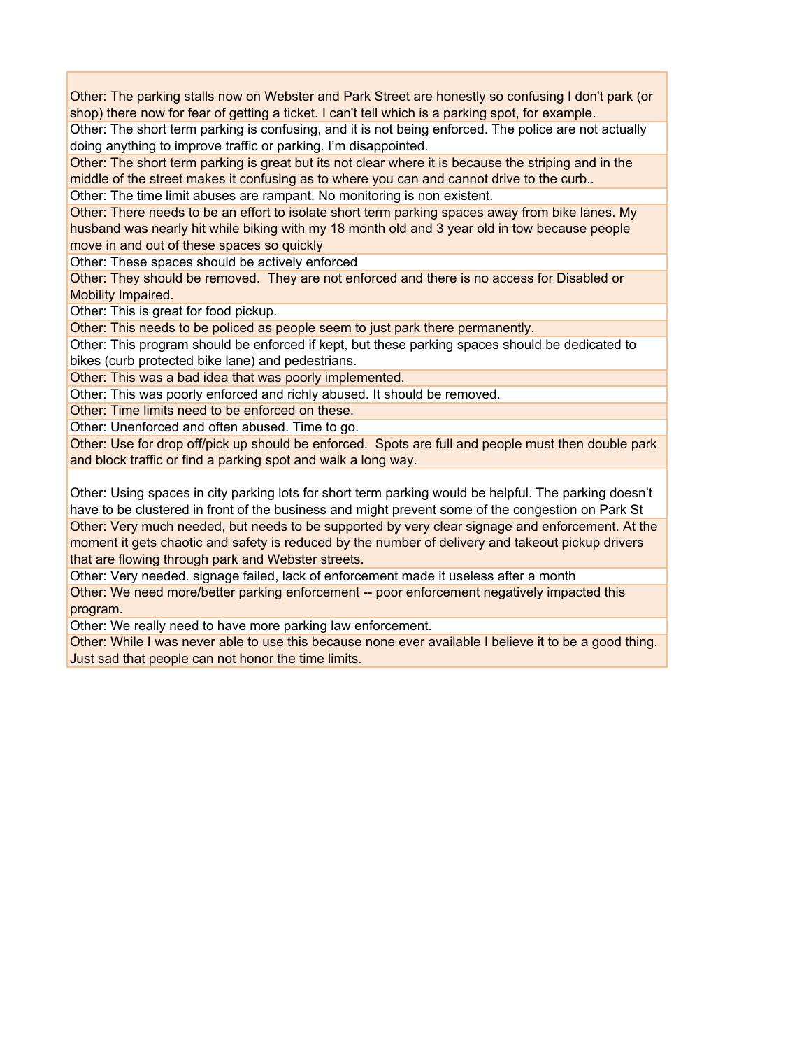| |
|---|
| Other: The parking stalls now on Webster and Park Street are honestly so confusing I don't park (or shop) there now for fear of getting a ticket. I can't tell which is a parking spot, for example. |
| Other: The short term parking is confusing, and it is not being enforced. The police are not actually doing anything to improve traffic or parking. I'm disappointed. |
| Other: The short term parking is great but its not clear where it is because the striping and in the middle of the street makes it confusing as to where you can and cannot drive to the curb.. |
| Other: The time limit abuses are rampant. No monitoring is non existent. |
| Other: There needs to be an effort to isolate short term parking spaces away from bike lanes. My husband was nearly hit while biking with my 18 month old and 3 year old in tow because people move in and out of these spaces so quickly |
| Other: These spaces should be actively enforced |
| Other: They should be removed. They are not enforced and there is no access for Disabled or Mobility Impaired. |
| Other: This is great for food pickup. |
| Other: This needs to be policed as people seem to just park there permanently. |
| Other: This program should be enforced if kept, but these parking spaces should be dedicated to bikes (curb protected bike lane) and pedestrians. |
| Other: This was a bad idea that was poorly implemented. |
| Other: This was poorly enforced and richly abused. It should be removed. |
| Other: Time limits need to be enforced on these. |
| Other: Unenforced and often abused. Time to go. |
| Other: Use for drop off/pick up should be enforced. Spots are full and people must then double park and block traffic or find a parking spot and walk a long way. |
| Other: Using spaces in city parking lots for short term parking would be helpful. The parking doesn't have to be clustered in front of the business and might prevent some of the congestion on Park St |
| Other: Very much needed, but needs to be supported by very clear signage and enforcement. At the moment it gets chaotic and safety is reduced by the number of delivery and takeout pickup drivers that are flowing through park and Webster streets. |
| Other: Very needed. signage failed, lack of enforcement made it useless after a month |
| Other: We need more/better parking enforcement -- poor enforcement negatively impacted this program. |
| Other: We really need to have more parking law enforcement. |
| Other: While I was never able to use this because none ever available I believe it to be a good thing. Just sad that people can not honor the time limits. |